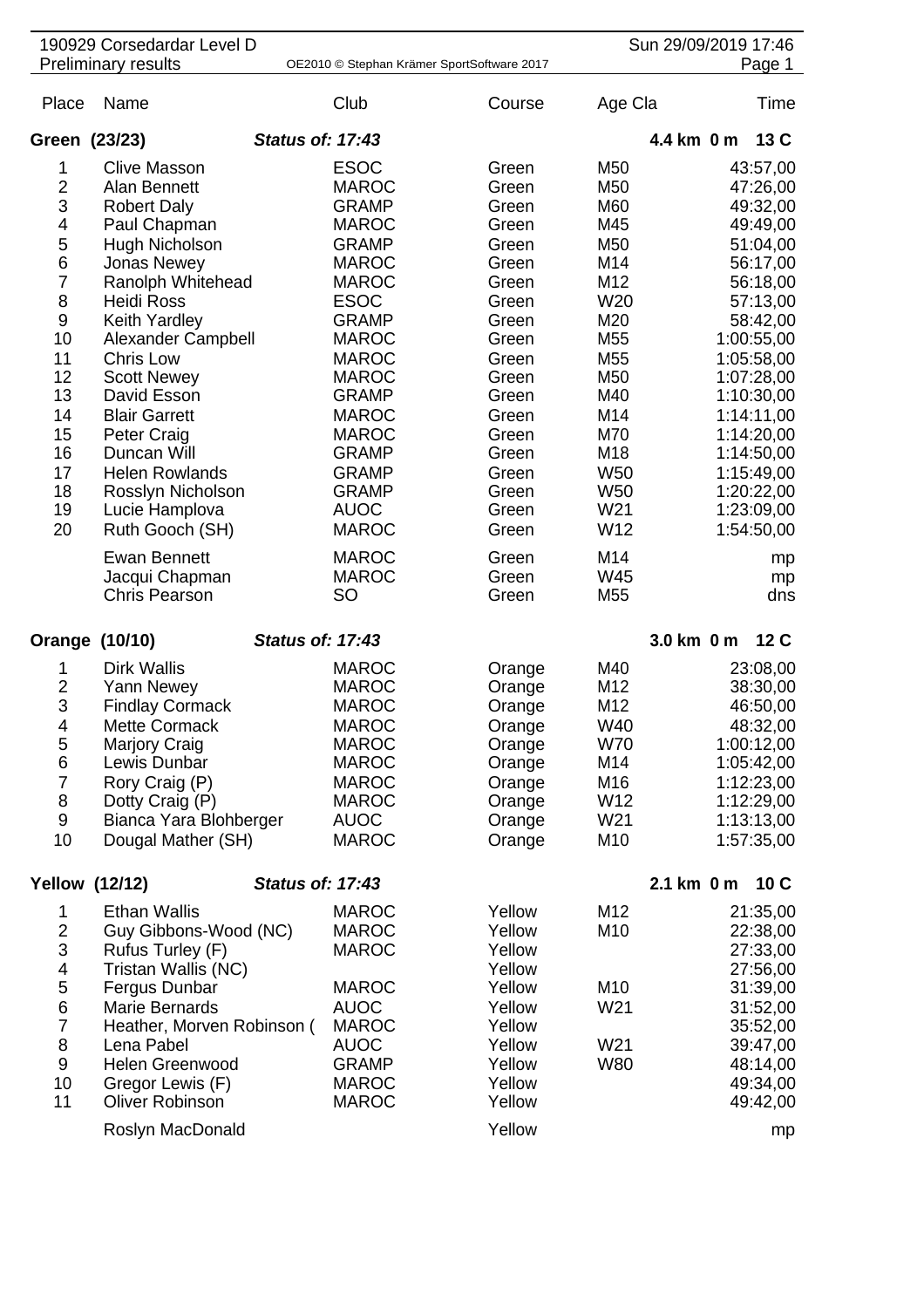# 190929 Corsedardar Level D

Preliminary results — OE2010 © Stephan Krämer SportSoftware 2017 — Sun 29/09/2019 17:46

| Place | Name | Club | Course | Age Cla | Time |
|---|---|---|---|---|---|
| **Green (23/23)** | ***Status of: 17:43*** | | | **4.4 km 0 m** | **13 C** |
| 1 | Clive Masson | ESOC | Green | M50 | 43:57,00 |
| 2 | Alan Bennett | MAROC | Green | M50 | 47:26,00 |
| 3 | Robert Daly | GRAMP | Green | M60 | 49:32,00 |
| 4 | Paul Chapman | MAROC | Green | M45 | 49:49,00 |
| 5 | Hugh Nicholson | GRAMP | Green | M50 | 51:04,00 |
| 6 | Jonas Newey | MAROC | Green | M14 | 56:17,00 |
| 7 | Ranolph Whitehead | MAROC | Green | M12 | 56:18,00 |
| 8 | Heidi Ross | ESOC | Green | W20 | 57:13,00 |
| 9 | Keith Yardley | GRAMP | Green | M20 | 58:42,00 |
| 10 | Alexander Campbell | MAROC | Green | M55 | 1:00:55,00 |
| 11 | Chris Low | MAROC | Green | M55 | 1:05:58,00 |
| 12 | Scott Newey | MAROC | Green | M50 | 1:07:28,00 |
| 13 | David Esson | GRAMP | Green | M40 | 1:10:30,00 |
| 14 | Blair Garrett | MAROC | Green | M14 | 1:14:11,00 |
| 15 | Peter Craig | MAROC | Green | M70 | 1:14:20,00 |
| 16 | Duncan Will | GRAMP | Green | M18 | 1:14:50,00 |
| 17 | Helen Rowlands | GRAMP | Green | W50 | 1:15:49,00 |
| 18 | Rosslyn Nicholson | GRAMP | Green | W50 | 1:20:22,00 |
| 19 | Lucie Hamplova | AUOC | Green | W21 | 1:23:09,00 |
| 20 | Ruth Gooch (SH) | MAROC | Green | W12 | 1:54:50,00 |
| | Ewan Bennett | MAROC | Green | M14 | mp |
| | Jacqui Chapman | MAROC | Green | W45 | mp |
| | Chris Pearson | SO | Green | M55 | dns |
| **Orange (10/10)** | ***Status of: 17:43*** | | | **3.0 km 0 m** | **12 C** |
| 1 | Dirk Wallis | MAROC | Orange | M40 | 23:08,00 |
| 2 | Yann Newey | MAROC | Orange | M12 | 38:30,00 |
| 3 | Findlay Cormack | MAROC | Orange | M12 | 46:50,00 |
| 4 | Mette Cormack | MAROC | Orange | W40 | 48:32,00 |
| 5 | Marjory Craig | MAROC | Orange | W70 | 1:00:12,00 |
| 6 | Lewis Dunbar | MAROC | Orange | M14 | 1:05:42,00 |
| 7 | Rory Craig (P) | MAROC | Orange | M16 | 1:12:23,00 |
| 8 | Dotty Craig (P) | MAROC | Orange | W12 | 1:12:29,00 |
| 9 | Bianca Yara Blohberger | AUOC | Orange | W21 | 1:13:13,00 |
| 10 | Dougal Mather (SH) | MAROC | Orange | M10 | 1:57:35,00 |
| **Yellow (12/12)** | ***Status of: 17:43*** | | | **2.1 km 0 m** | **10 C** |
| 1 | Ethan Wallis | MAROC | Yellow | M12 | 21:35,00 |
| 2 | Guy Gibbons-Wood (NC) | MAROC | Yellow | M10 | 22:38,00 |
| 3 | Rufus Turley (F) | MAROC | Yellow | | 27:33,00 |
| 4 | Tristan Wallis (NC) | | Yellow | | 27:56,00 |
| 5 | Fergus Dunbar | MAROC | Yellow | M10 | 31:39,00 |
| 6 | Marie Bernards | AUOC | Yellow | W21 | 31:52,00 |
| 7 | Heather, Morven Robinson ( | MAROC | Yellow | | 35:52,00 |
| 8 | Lena Pabel | AUOC | Yellow | W21 | 39:47,00 |
| 9 | Helen Greenwood | GRAMP | Yellow | W80 | 48:14,00 |
| 10 | Gregor Lewis (F) | MAROC | Yellow | | 49:34,00 |
| 11 | Oliver Robinson | MAROC | Yellow | | 49:42,00 |
| | Roslyn MacDonald | | Yellow | | mp |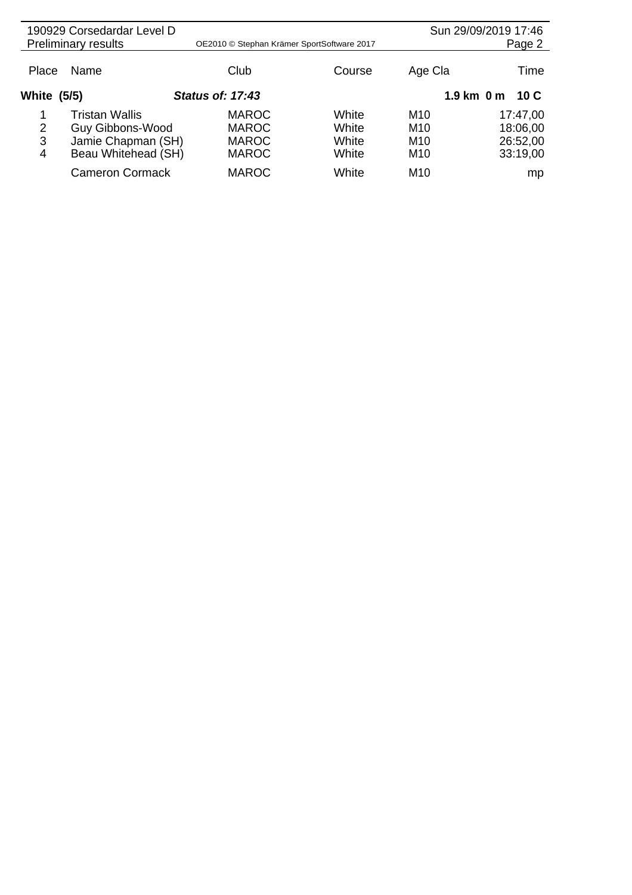| Place | Name | Club | Course | Age Cla | Time |
|---|---|---|---|---|---|
| **White (5/5)** | | ***Status of: 17:43*** | | **1.9 km 0 m** | **10 C** |
| 1 | Tristan Wallis | MAROC | White | M10 | 17:47,00 |
| 2 | Guy Gibbons-Wood | MAROC | White | M10 | 18:06,00 |
| 3 | Jamie Chapman (SH) | MAROC | White | M10 | 26:52,00 |
| 4 | Beau Whitehead (SH) | MAROC | White | M10 | 33:19,00 |
| | Cameron Cormack | MAROC | White | M10 | mp |